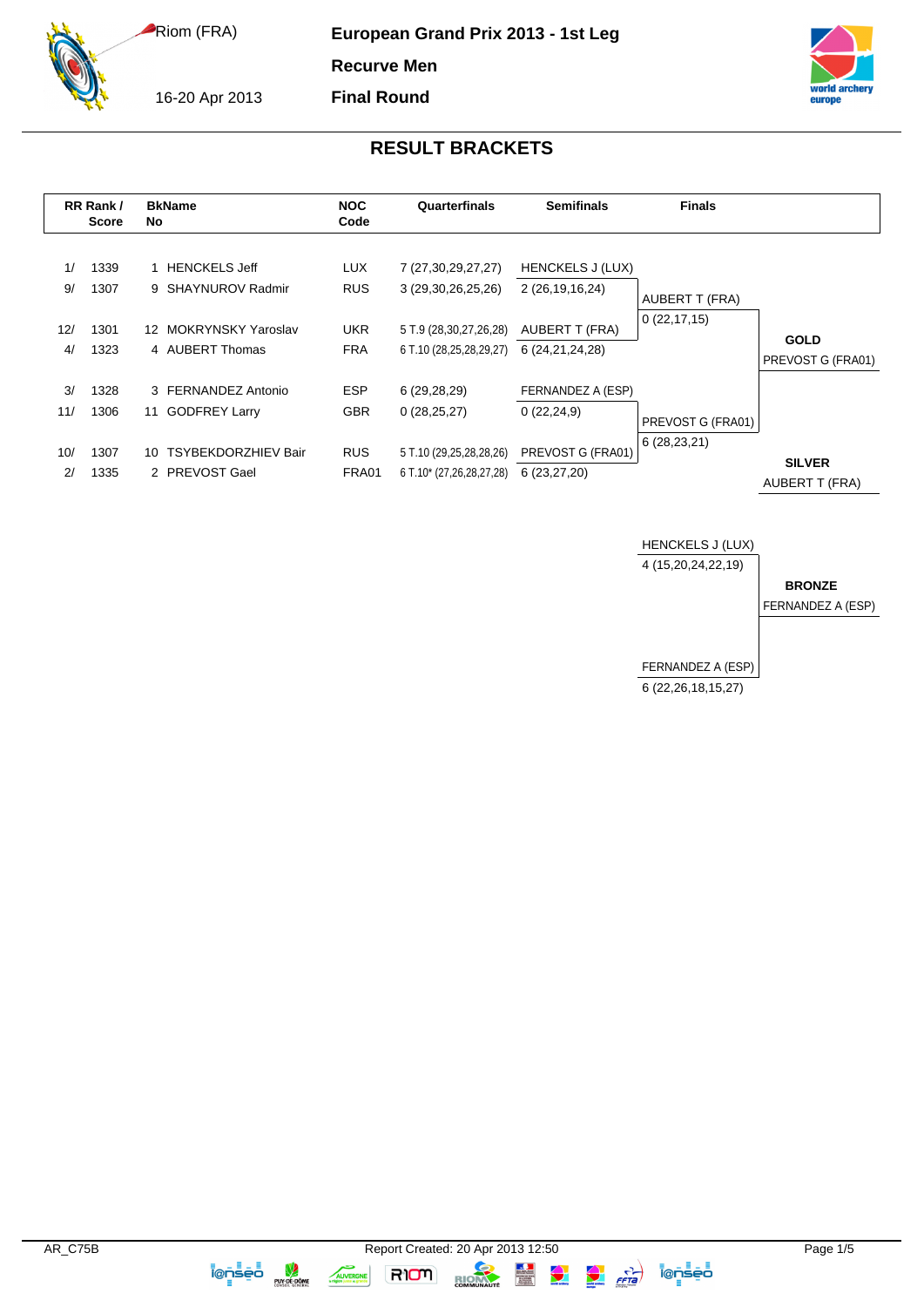# European Grand Prix 2013 - 1st Leg

Riom (FRA)

16-20 Apr 2013

**Recurve Men**

**Final Round**

## RESULT BRACKETS

| RR Rank / Score | | BkName No | | NOC Code | Quarterfinals | Semifinals | Finals | |
|---|---|---|---|---|---|---|---|---|
| 1/ | 1339 | 1 | HENCKELS Jeff | LUX | 7 (27,30,29,27,27) | HENCKELS J (LUX) | | |
| 9/ | 1307 | 9 | SHAYNUROV Radmir | RUS | 3 (29,30,26,25,26) | 2 (26,19,16,24) | AUBERT T (FRA) | |
| | | | | | | | 0 (22,17,15) | |
| 12/ | 1301 | 12 | MOKRYNSKY Yaroslav | UKR | 5 T.9 (28,30,27,26,28) | AUBERT T (FRA) | | **GOLD** |
| 4/ | 1323 | 4 | AUBERT Thomas | FRA | 6 T.10 (28,25,28,29,27) | 6 (24,21,24,28) | | PREVOST G (FRA01) |
| 3/ | 1328 | 3 | FERNANDEZ Antonio | ESP | 6 (29,28,29) | FERNANDEZ A (ESP) | | |
| 11/ | 1306 | 11 | GODFREY Larry | GBR | 0 (28,25,27) | 0 (22,24,9) | PREVOST G (FRA01) | |
| | | | | | | | 6 (28,23,21) | |
| 10/ | 1307 | 10 | TSYBEKDORZHIEV Bair | RUS | 5 T.10 (29,25,28,28,26) | PREVOST G (FRA01) | | **SILVER** |
| 2/ | 1335 | 2 | PREVOST Gael | FRA01 | 6 T.10* (27,26,28,27,28) | 6 (23,27,20) | | AUBERT T (FRA) |

| Bronze Match | |
|---|---|
| HENCKELS J (LUX) | |
| 4 (15,20,24,22,19) | **BRONZE** |
| | FERNANDEZ A (ESP) |
| FERNANDEZ A (ESP) | |
| 6 (22,26,18,15,27) | |

AR_C75B

Report Created: 20 Apr 2013 12:50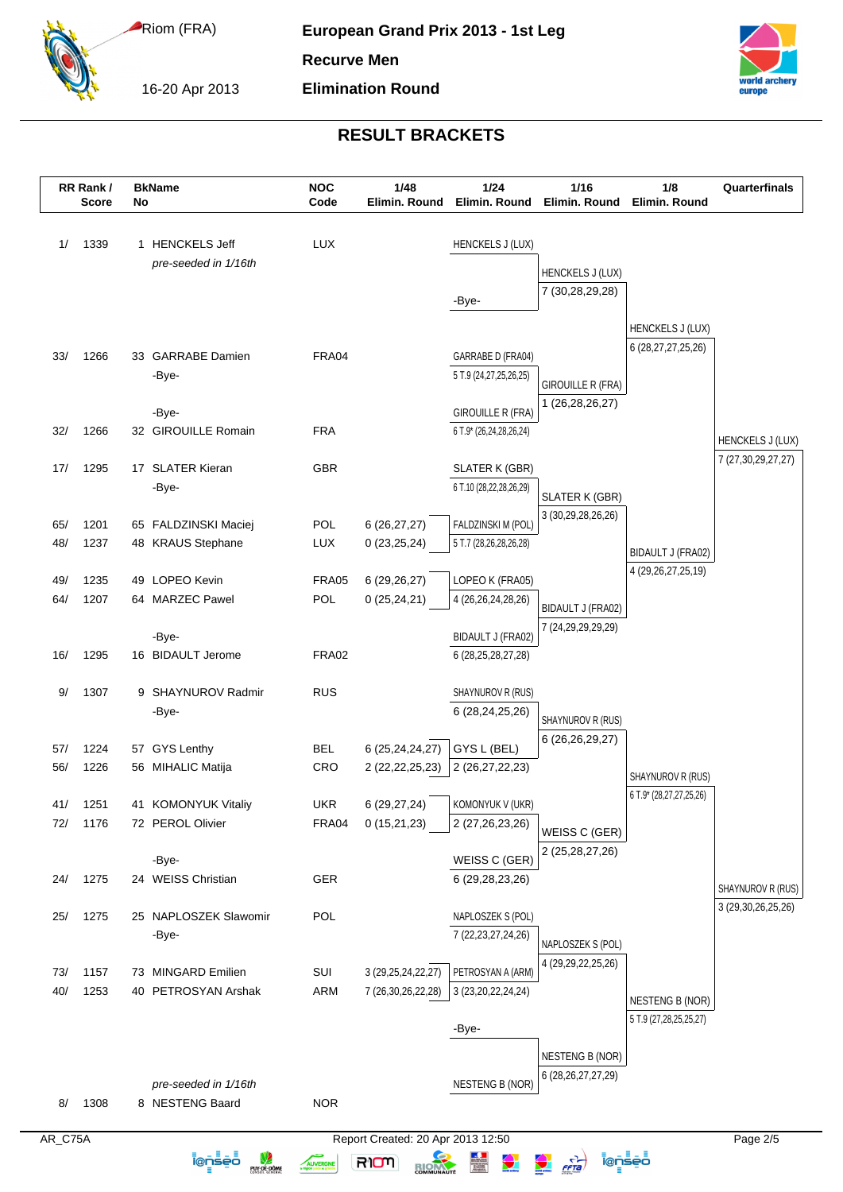# European Grand Prix 2013 - 1st Leg

Riom (FRA)

16-20 Apr 2013

**Recurve Men**

**Elimination Round**

## RESULT BRACKETS

| RR Rank / Score | | BkName No | | NOC Code | 1/48 Elimin. Round | 1/24 Elimin. Round | 1/16 Elimin. Round | 1/8 Elimin. Round | Quarterfinals |
|---|---|---|---|---|---|---|---|---|---|
| 1/ | 1339 | 1 | HENCKELS Jeff | LUX | | HENCKELS J (LUX) | | | |
| | | | *pre-seeded in 1/16th* | | | | HENCKELS J (LUX) 7 (30,28,29,28) | | |
| | | | | | | -Bye- | | | |
| | | | | | | | | HENCKELS J (LUX) 6 (28,27,27,25,26) | |
| 33/ | 1266 | 33 | GARRABE Damien | FRA04 | | GARRABE D (FRA04) 5 T.9 (24,27,25,26,25) | | | |
| | | | -Bye- | | | | GIROUILLE R (FRA) 1 (26,28,26,27) | | |
| | | | -Bye- | | | GIROUILLE R (FRA) 6 T.9* (26,24,28,26,24) | | | |
| 32/ | 1266 | 32 | GIROUILLE Romain | FRA | | | | | HENCKELS J (LUX) 7 (27,30,29,27,27) |
| 17/ | 1295 | 17 | SLATER Kieran | GBR | | SLATER K (GBR) 6 T.10 (28,22,28,26,29) | | | |
| | | | -Bye- | | | | SLATER K (GBR) 3 (30,29,28,26,26) | | |
| 65/ | 1201 | 65 | FALDZINSKI Maciej | POL | 6 (26,27,27) | FALDZINSKI M (POL) 5 T.7 (28,26,28,26,28) | | | |
| 48/ | 1237 | 48 | KRAUS Stephane | LUX | 0 (23,25,24) | | | BIDAULT J (FRA02) 4 (29,26,27,25,19) | |
| 49/ | 1235 | 49 | LOPEO Kevin | FRA05 | 6 (29,26,27) | LOPEO K (FRA05) 4 (26,26,24,28,26) | | | |
| 64/ | 1207 | 64 | MARZEC Pawel | POL | 0 (25,24,21) | | BIDAULT J (FRA02) 7 (24,29,29,29,29) | | |
| | | | -Bye- | | | BIDAULT J (FRA02) 6 (28,25,28,27,28) | | | |
| 16/ | 1295 | 16 | BIDAULT Jerome | FRA02 | | | | | |
| 9/ | 1307 | 9 | SHAYNUROV Radmir | RUS | | SHAYNUROV R (RUS) 6 (28,24,25,26) | | | |
| | | | -Bye- | | | | SHAYNUROV R (RUS) 6 (26,26,29,27) | | |
| 57/ | 1224 | 57 | GYS Lenthy | BEL | 6 (25,24,24,27) | GYS L (BEL) 2 (26,27,22,23) | | | |
| 56/ | 1226 | 56 | MIHALIC Matija | CRO | 2 (22,22,25,23) | | | SHAYNUROV R (RUS) 6 T.9* (28,27,27,25,26) | |
| 41/ | 1251 | 41 | KOMONYUK Vitaliy | UKR | 6 (29,27,24) | KOMONYUK V (UKR) 2 (27,26,23,26) | | | |
| 72/ | 1176 | 72 | PEROL Olivier | FRA04 | 0 (15,21,23) | | WEISS C (GER) 2 (25,28,27,26) | | |
| | | | -Bye- | | | WEISS C (GER) 6 (29,28,23,26) | | | |
| 24/ | 1275 | 24 | WEISS Christian | GER | | | | | SHAYNUROV R (RUS) 3 (29,30,26,25,26) |
| 25/ | 1275 | 25 | NAPLOSZEK Slawomir | POL | | NAPLOSZEK S (POL) 7 (22,23,27,24,26) | | | |
| | | | -Bye- | | | | NAPLOSZEK S (POL) 4 (29,29,22,25,26) | | |
| 73/ | 1157 | 73 | MINGARD Emilien | SUI | 3 (29,25,24,22,27) | PETROSYAN A (ARM) 3 (23,20,22,24,24) | | | |
| 40/ | 1253 | 40 | PETROSYAN Arshak | ARM | 7 (26,30,26,22,28) | | | NESTENG B (NOR) 5 T.9 (27,28,25,25,27) | |
| | | | | | | -Bye- | | | |
| | | | | | | | NESTENG B (NOR) 6 (28,26,27,27,29) | | |
| | | | *pre-seeded in 1/16th* | | | NESTENG B (NOR) | | | |
| 8/ | 1308 | 8 | NESTENG Baard | NOR | | | | | |

AR_C75A

Report Created: 20 Apr 2013 12:50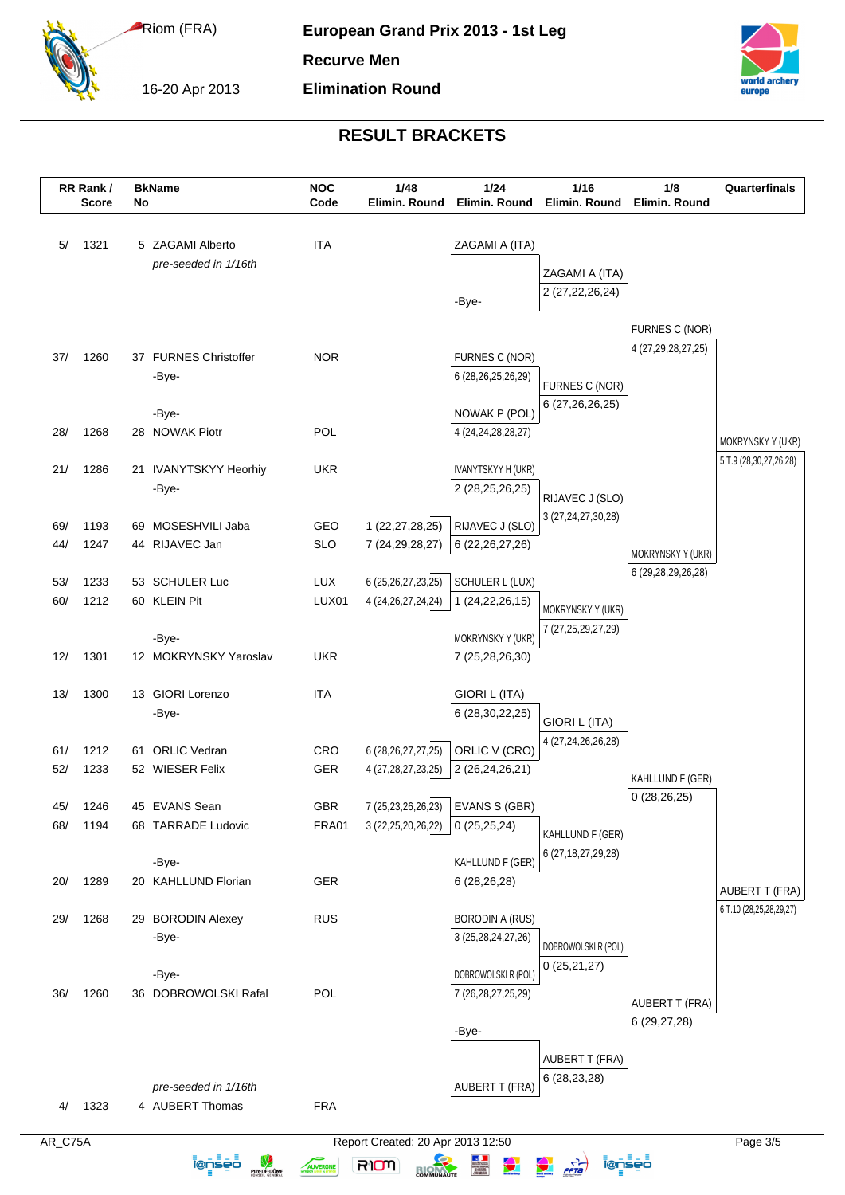# European Grand Prix 2013 - 1st Leg

Riom (FRA)

16-20 Apr 2013

**Recurve Men**

**Elimination Round**

## RESULT BRACKETS

| RR Rank / Score | BkName No | NOC Code | 1/48 Elimin. Round | 1/24 Elimin. Round | 1/16 Elimin. Round | 1/8 Elimin. Round | Quarterfinals |
|---|---|---|---|---|---|---|---|
| 5/ 1321 | 5 ZAGAMI Alberto | ITA | | ZAGAMI A (ITA) | | | |
| | *pre-seeded in 1/16th* | | | | ZAGAMI A (ITA) 2 (27,22,26,24) | | |
| | | | | -Bye- | | | |
| | | | | | | FURNES C (NOR) 4 (27,29,28,27,25) | |
| 37/ 1260 | 37 FURNES Christoffer | NOR | | FURNES C (NOR) 6 (28,26,25,26,29) | | | |
| | -Bye- | | | | FURNES C (NOR) 6 (27,26,26,25) | | |
| | -Bye- | | | NOWAK P (POL) 4 (24,24,28,28,27) | | | |
| 28/ 1268 | 28 NOWAK Piotr | POL | | | | | MOKRYNSKY Y (UKR) 5 T.9 (28,30,27,26,28) |
| 21/ 1286 | 21 IVANYTSKYY Heorhiy | UKR | | IVANYTSKYY H (UKR) 2 (28,25,26,25) | | | |
| | -Bye- | | | | RIJAVEC J (SLO) 3 (27,24,27,30,28) | | |
| 69/ 1193 | 69 MOSESHVILI Jaba | GEO | 1 (22,27,28,25) | RIJAVEC J (SLO) | | | |
| 44/ 1247 | 44 RIJAVEC Jan | SLO | 7 (24,29,28,27) | 6 (22,26,27,26) | | | |
| | | | | | | MOKRYNSKY Y (UKR) 6 (29,28,29,26,28) | |
| 53/ 1233 | 53 SCHULER Luc | LUX | 6 (25,26,27,23,25) | SCHULER L (LUX) | | | |
| 60/ 1212 | 60 KLEIN Pit | LUX01 | 4 (24,26,27,24,24) | 1 (24,22,26,15) | | | |
| | | | | | MOKRYNSKY Y (UKR) 7 (27,25,29,27,29) | | |
| | -Bye- | | | MOKRYNSKY Y (UKR) | | | |
| 12/ 1301 | 12 MOKRYNSKY Yaroslav | UKR | | 7 (25,28,26,30) | | | |
| 13/ 1300 | 13 GIORI Lorenzo | ITA | | GIORI L (ITA) 6 (28,30,22,25) | | | |
| | -Bye- | | | | GIORI L (ITA) 4 (27,24,26,26,28) | | |
| 61/ 1212 | 61 ORLIC Vedran | CRO | 6 (28,26,27,27,25) | ORLIC V (CRO) | | | |
| 52/ 1233 | 52 WIESER Felix | GER | 4 (27,28,27,23,25) | 2 (26,24,26,21) | | | |
| | | | | | | KAHLLUND F (GER) 0 (28,26,25) | |
| 45/ 1246 | 45 EVANS Sean | GBR | 7 (25,23,26,26,23) | EVANS S (GBR) | | | |
| 68/ 1194 | 68 TARRADE Ludovic | FRA01 | 3 (22,25,20,26,22) | 0 (25,25,24) | | | |
| | | | | | KAHLLUND F (GER) 6 (27,18,27,29,28) | | |
| | -Bye- | | | KAHLLUND F (GER) | | | |
| 20/ 1289 | 20 KAHLLUND Florian | GER | | 6 (28,26,28) | | | |
| | | | | | | | AUBERT T (FRA) 6 T.10 (28,25,28,29,27) |
| 29/ 1268 | 29 BORODIN Alexey | RUS | | BORODIN A (RUS) 3 (25,28,24,27,26) | | | |
| | -Bye- | | | | DOBROWOLSKI R (POL) 0 (25,21,27) | | |
| | -Bye- | | | DOBROWOLSKI R (POL) | | | |
| 36/ 1260 | 36 DOBROWOLSKI Rafal | POL | | 7 (26,28,27,25,29) | | | |
| | | | | | | AUBERT T (FRA) 6 (29,27,28) | |
| | | | | -Bye- | | | |
| | | | | | AUBERT T (FRA) 6 (28,23,28) | | |
| | *pre-seeded in 1/16th* | | | AUBERT T (FRA) | | | |
| 4/ 1323 | 4 AUBERT Thomas | FRA | | | | | |

AR_C75A

Report Created: 20 Apr 2013 12:50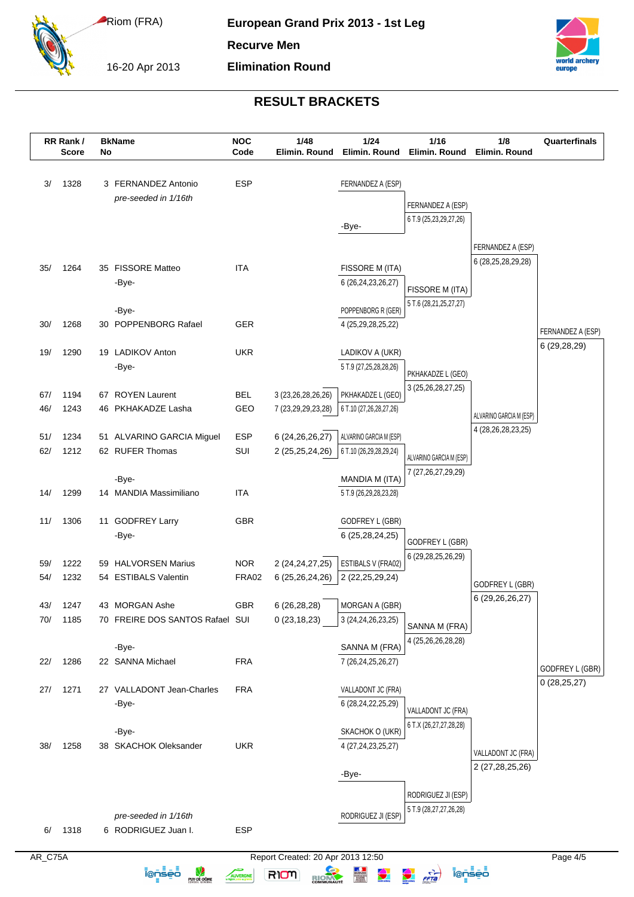# European Grand Prix 2013 - 1st Leg

**Riom (FRA)** 16-20 Apr 2013

**Recurve Men**

**Elimination Round**

## RESULT BRACKETS

| RR Rank / Score | BkNo | Name | NOC Code | 1/48 Elimin. Round | 1/24 Elimin. Round | 1/16 Elimin. Round | 1/8 Elimin. Round | Quarterfinals |
|---|---|---|---|---|---|---|---|---|
| 3/ 1328 | 3 | FERNANDEZ Antonio | ESP | | FERNANDEZ A (ESP) | | | |
| | | *pre-seeded in 1/16th* | | | | FERNANDEZ A (ESP) 6 T.9 (25,23,29,27,26) | | |
| | | | | | -Bye- | | | |
| | | | | | | | FERNANDEZ A (ESP) 6 (28,25,28,29,28) | |
| 35/ 1264 | 35 | FISSORE Matteo | ITA | | FISSORE M (ITA) | | | |
| | | -Bye- | | | 6 (26,24,23,26,27) | FISSORE M (ITA) 5 T.6 (28,21,25,27,27) | | |
| | | -Bye- | | | POPPENBORG R (GER) | | | |
| 30/ 1268 | 30 | POPPENBORG Rafael | GER | | 4 (25,29,28,25,22) | | | FERNANDEZ A (ESP) 6 (29,28,29) |
| 19/ 1290 | 19 | LADIKOV Anton | UKR | | LADIKOV A (UKR) | | | |
| | | -Bye- | | | 5 T.9 (27,25,28,28,26) | PKHAKADZE L (GEO) 3 (25,26,28,27,25) | | |
| 67/ 1194 | 67 | ROYEN Laurent | BEL | 3 (23,26,28,26,26) | PKHAKADZE L (GEO) | | | |
| 46/ 1243 | 46 | PKHAKADZE Lasha | GEO | 7 (23,29,29,23,28) | 6 T.10 (27,26,28,27,26) | | ALVARINO GARCIA M (ESP) 4 (28,26,28,23,25) | |
| 51/ 1234 | 51 | ALVARINO GARCIA Miguel | ESP | 6 (24,26,26,27) | ALVARINO GARCIA M (ESP) | | | |
| 62/ 1212 | 62 | RUFER Thomas | SUI | 2 (25,25,24,26) | 6 T.10 (26,29,28,29,24) | ALVARINO GARCIA M (ESP) 7 (27,26,27,29,29) | | |
| | | -Bye- | | | MANDIA M (ITA) | | | |
| 14/ 1299 | 14 | MANDIA Massimiliano | ITA | | 5 T.9 (26,29,28,23,28) | | | |
| 11/ 1306 | 11 | GODFREY Larry | GBR | | GODFREY L (GBR) | | | |
| | | -Bye- | | | 6 (25,28,24,25) | GODFREY L (GBR) 6 (29,28,25,26,29) | | |
| 59/ 1222 | 59 | HALVORSEN Marius | NOR | 2 (24,24,27,25) | ESTIBALS V (FRA02) | | | |
| 54/ 1232 | 54 | ESTIBALS Valentin | FRA02 | 6 (25,26,24,26) | 2 (22,25,29,24) | | GODFREY L (GBR) 6 (29,26,26,27) | |
| 43/ 1247 | 43 | MORGAN Ashe | GBR | 6 (26,28,28) | MORGAN A (GBR) | | | |
| 70/ 1185 | 70 | FREIRE DOS SANTOS Rafael | SUI | 0 (23,18,23) | 3 (24,24,26,23,25) | SANNA M (FRA) 4 (25,26,26,28,26) | | |
| | | -Bye- | | | SANNA M (FRA) | | | |
| 22/ 1286 | 22 | SANNA Michael | FRA | | 7 (26,24,25,26,27) | | | GODFREY L (GBR) 0 (28,25,27) |
| 27/ 1271 | 27 | VALLADONT Jean-Charles | FRA | | VALLADONT JC (FRA) | | | |
| | | -Bye- | | | 6 (28,24,22,25,29) | VALLADONT JC (FRA) 6 T.X (26,27,27,28,28) | | |
| | | -Bye- | | | SKACHOK O (UKR) | | | |
| 38/ 1258 | 38 | SKACHOK Oleksander | UKR | | 4 (27,24,23,25,27) | | VALLADONT JC (FRA) 2 (27,28,25,26) | |
| | | | | | -Bye- | | | |
| | | | | | | RODRIGUEZ JI (ESP) 5 T.9 (28,27,27,26,28) | | |
| | | *pre-seeded in 1/16th* | | | RODRIGUEZ JI (ESP) | | | |
| 6/ 1318 | 6 | RODRIGUEZ Juan I. | ESP | | | | | |

AR_C75A Report Created: 20 Apr 2013 12:50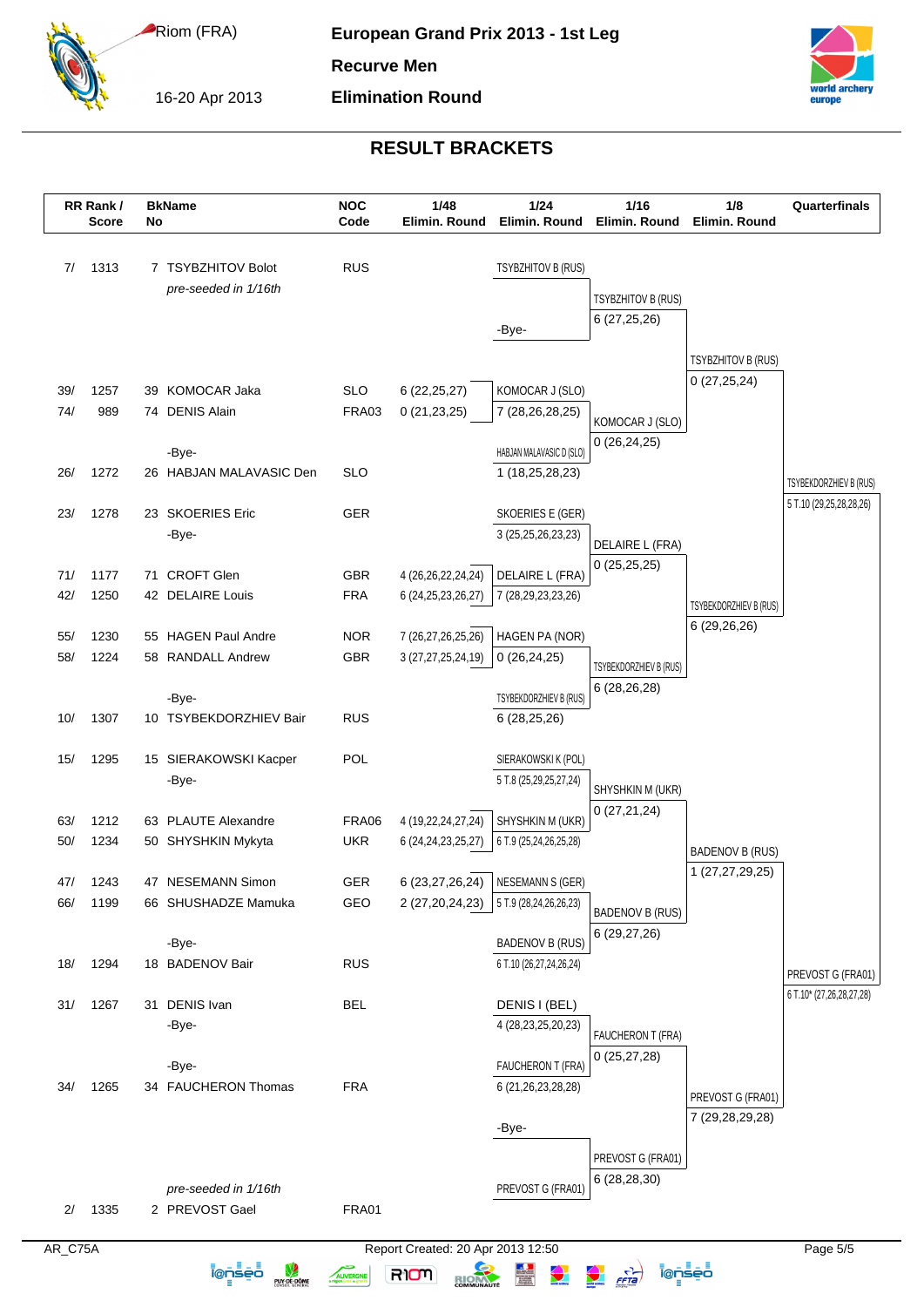Riom (FRA)

16-20 Apr 2013

**European Grand Prix 2013 - 1st Leg**

**Recurve Men**

**Elimination Round**

## RESULT BRACKETS

| RR Rank / Score | BkName No | | NOC Code | 1/48 Elimin. Round | 1/24 Elimin. Round | 1/16 Elimin. Round | 1/8 Elimin. Round | Quarterfinals |
|---|---|---|---|---|---|---|---|---|
| 7/ 1313 | 7 | TSYBZHITOV Bolot | RUS | | TSYBZHITOV B (RUS) | | | |
| | | *pre-seeded in 1/16th* | | | | TSYBZHITOV B (RUS) 6 (27,25,26) | | |
| | | | | | -Bye- | | | |
| | | | | | | | TSYBZHITOV B (RUS) 0 (27,25,24) | |
| 39/ 1257 | 39 | KOMOCAR Jaka | SLO | 6 (22,25,27) | KOMOCAR J (SLO) | | | |
| 74/ 989 | 74 | DENIS Alain | FRA03 | 0 (21,23,25) | 7 (28,26,28,25) | | | |
| | | | | | | KOMOCAR J (SLO) 0 (26,24,25) | | |
| | | -Bye- | | | HABJAN MALAVASIC D (SLO) | | | |
| 26/ 1272 | 26 | HABJAN MALAVASIC Den | SLO | | 1 (18,25,28,23) | | | |
| | | | | | | | | TSYBEKDORZHIEV B (RUS) 5 T.10 (29,25,28,28,26) |
| 23/ 1278 | 23 | SKOERIES Eric | GER | | SKOERIES E (GER) | | | |
| | | -Bye- | | | 3 (25,25,26,23,23) | | | |
| | | | | | | DELAIRE L (FRA) 0 (25,25,25) | | |
| 71/ 1177 | 71 | CROFT Glen | GBR | 4 (26,26,22,24,24) | DELAIRE L (FRA) | | | |
| 42/ 1250 | 42 | DELAIRE Louis | FRA | 6 (24,25,23,26,27) | 7 (28,29,23,23,26) | | | |
| | | | | | | | TSYBEKDORZHIEV B (RUS) 6 (29,26,26) | |
| 55/ 1230 | 55 | HAGEN Paul Andre | NOR | 7 (26,27,26,25,26) | HAGEN PA (NOR) | | | |
| 58/ 1224 | 58 | RANDALL Andrew | GBR | 3 (27,27,25,24,19) | 0 (26,24,25) | | | |
| | | | | | | TSYBEKDORZHIEV B (RUS) 6 (28,26,28) | | |
| | | -Bye- | | | TSYBEKDORZHIEV B (RUS) | | | |
| 10/ 1307 | 10 | TSYBEKDORZHIEV Bair | RUS | | 6 (28,25,26) | | | |
| 15/ 1295 | 15 | SIERAKOWSKI Kacper | POL | | SIERAKOWSKI K (POL) | | | |
| | | -Bye- | | | 5 T.8 (25,29,25,27,24) | | | |
| | | | | | | SHYSHKIN M (UKR) 0 (27,21,24) | | |
| 63/ 1212 | 63 | PLAUTE Alexandre | FRA06 | 4 (19,22,24,27,24) | SHYSHKIN M (UKR) | | | |
| 50/ 1234 | 50 | SHYSHKIN Mykyta | UKR | 6 (24,24,23,25,27) | 6 T.9 (25,24,26,25,28) | | | |
| | | | | | | | BADENOV B (RUS) 1 (27,27,29,25) | |
| 47/ 1243 | 47 | NESEMANN Simon | GER | 6 (23,27,26,24) | NESEMANN S (GER) | | | |
| 66/ 1199 | 66 | SHUSHADZE Mamuka | GEO | 2 (27,20,24,23) | 5 T.9 (28,24,26,26,23) | | | |
| | | | | | | BADENOV B (RUS) 6 (29,27,26) | | |
| | | -Bye- | | | BADENOV B (RUS) | | | |
| 18/ 1294 | 18 | BADENOV Bair | RUS | | 6 T.10 (26,27,24,26,24) | | | |
| | | | | | | | | PREVOST G (FRA01) 6 T.10* (27,26,28,27,28) |
| 31/ 1267 | 31 | DENIS Ivan | BEL | | DENIS I (BEL) | | | |
| | | -Bye- | | | 4 (28,23,25,20,23) | | | |
| | | | | | | FAUCHERON T (FRA) 0 (25,27,28) | | |
| | | -Bye- | | | FAUCHERON T (FRA) | | | |
| 34/ 1265 | 34 | FAUCHERON Thomas | FRA | | 6 (21,26,23,28,28) | | | |
| | | | | | | | PREVOST G (FRA01) 7 (29,28,29,28) | |
| | | | | | -Bye- | | | |
| | | | | | | PREVOST G (FRA01) 6 (28,28,30) | | |
| | | *pre-seeded in 1/16th* | | | PREVOST G (FRA01) | | | |
| 2/ 1335 | 2 | PREVOST Gael | FRA01 | | | | | |

AR_C75A

Report Created: 20 Apr 2013 12:50